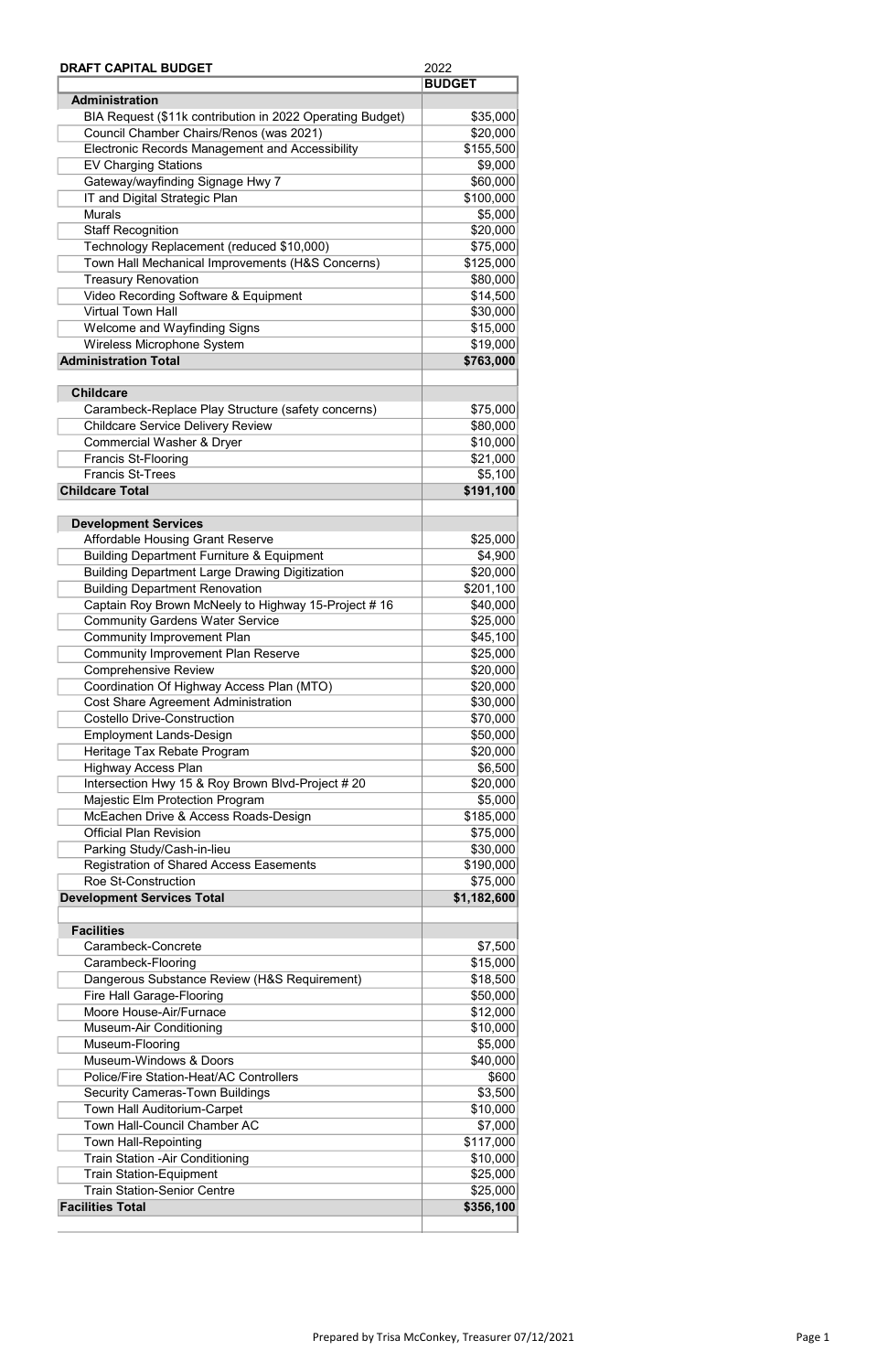| DRAFT CAPITAL BUDGET | 2022 |
|---|---|
| | **BUDGET** |
| **Administration** | |
| BIA Request ($11k contribution in 2022 Operating Budget) | $35,000 |
| Council Chamber Chairs/Renos (was 2021) | $20,000 |
| Electronic Records Management and Accessibility | $155,500 |
| EV Charging Stations | $9,000 |
| Gateway/wayfinding Signage Hwy 7 | $60,000 |
| IT and Digital Strategic Plan | $100,000 |
| Murals | $5,000 |
| Staff Recognition | $20,000 |
| Technology Replacement (reduced $10,000) | $75,000 |
| Town Hall Mechanical Improvements (H&S Concerns) | $125,000 |
| Treasury Renovation | $80,000 |
| Video Recording Software & Equipment | $14,500 |
| Virtual Town Hall | $30,000 |
| Welcome and Wayfinding Signs | $15,000 |
| Wireless Microphone System | $19,000 |
| **Administration Total** | **$763,000** |
| | |
| **Childcare** | |
| Carambeck-Replace Play Structure (safety concerns) | $75,000 |
| Childcare Service Delivery Review | $80,000 |
| Commercial Washer & Dryer | $10,000 |
| Francis St-Flooring | $21,000 |
| Francis St-Trees | $5,100 |
| **Childcare Total** | **$191,100** |
| | |
| **Development Services** | |
| Affordable Housing Grant Reserve | $25,000 |
| Building Department Furniture & Equipment | $4,900 |
| Building Department Large Drawing Digitization | $20,000 |
| Building Department Renovation | $201,100 |
| Captain Roy Brown McNeely to Highway 15-Project # 16 | $40,000 |
| Community Gardens Water Service | $25,000 |
| Community Improvement Plan | $45,100 |
| Community Improvement Plan Reserve | $25,000 |
| Comprehensive Review | $20,000 |
| Coordination Of Highway Access Plan (MTO) | $20,000 |
| Cost Share Agreement Administration | $30,000 |
| Costello Drive-Construction | $70,000 |
| Employment Lands-Design | $50,000 |
| Heritage Tax Rebate Program | $20,000 |
| Highway Access Plan | $6,500 |
| Intersection Hwy 15 & Roy Brown Blvd-Project # 20 | $20,000 |
| Majestic Elm Protection Program | $5,000 |
| McEachen Drive & Access Roads-Design | $185,000 |
| Official Plan Revision | $75,000 |
| Parking Study/Cash-in-lieu | $30,000 |
| Registration of Shared Access Easements | $190,000 |
| Roe St-Construction | $75,000 |
| **Development Services Total** | **$1,182,600** |
| | |
| **Facilities** | |
| Carambeck-Concrete | $7,500 |
| Carambeck-Flooring | $15,000 |
| Dangerous Substance Review (H&S Requirement) | $18,500 |
| Fire Hall Garage-Flooring | $50,000 |
| Moore House-Air/Furnace | $12,000 |
| Museum-Air Conditioning | $10,000 |
| Museum-Flooring | $5,000 |
| Museum-Windows & Doors | $40,000 |
| Police/Fire Station-Heat/AC Controllers | $600 |
| Security Cameras-Town Buildings | $3,500 |
| Town Hall Auditorium-Carpet | $10,000 |
| Town Hall-Council Chamber AC | $7,000 |
| Town Hall-Repointing | $117,000 |
| Train Station -Air Conditioning | $10,000 |
| Train Station-Equipment | $25,000 |
| Train Station-Senior Centre | $25,000 |
| **Facilities Total** | **$356,100** |

Prepared by Trisa McConkey, Treasurer 07/12/2021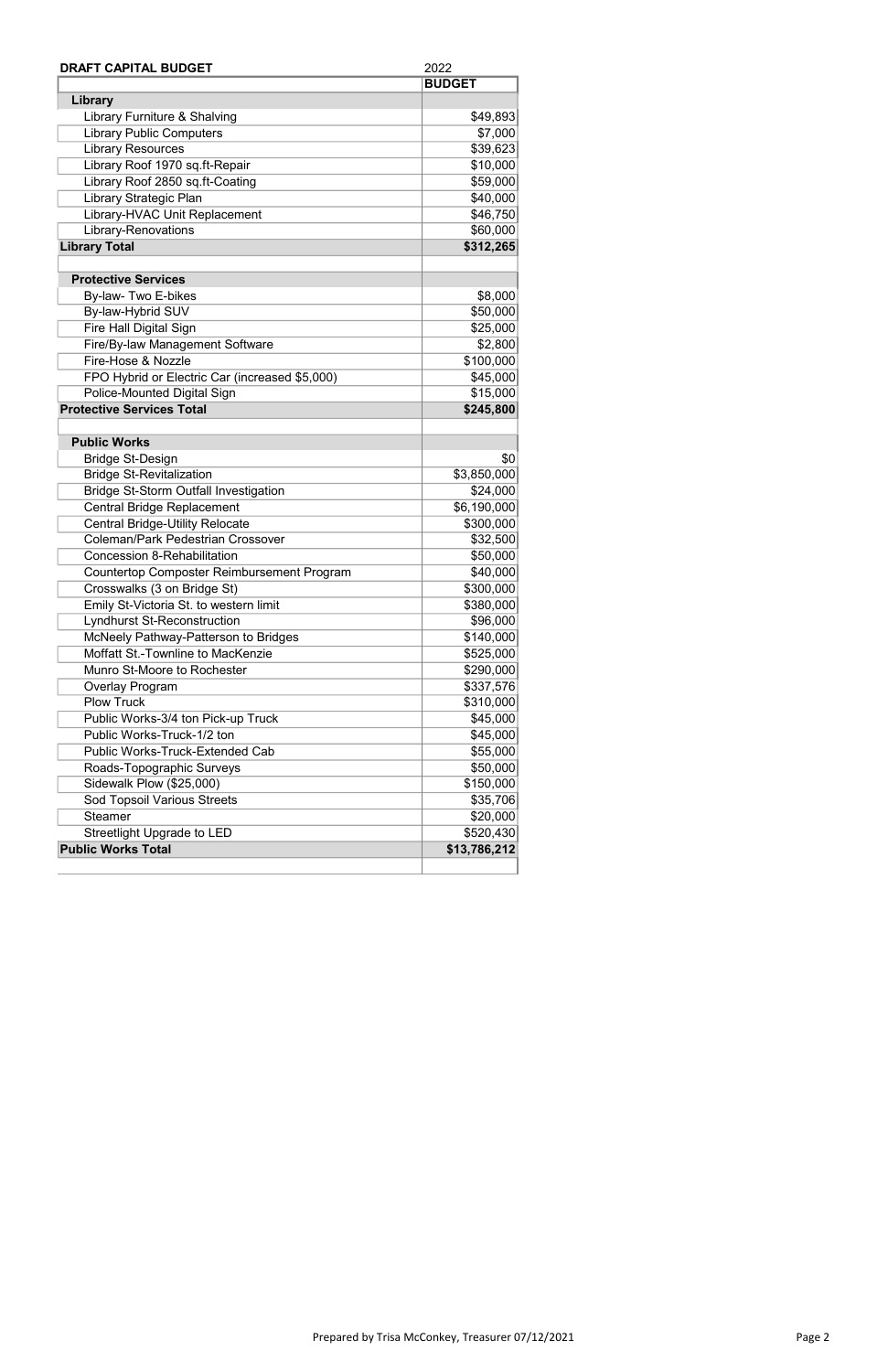| DRAFT CAPITAL BUDGET | 2022 |
|---|---|
| | **BUDGET** |
| **Library** | |
| Library Furniture & Shalving | $49,893 |
| Library Public Computers | $7,000 |
| Library Resources | $39,623 |
| Library Roof 1970 sq.ft-Repair | $10,000 |
| Library Roof 2850 sq.ft-Coating | $59,000 |
| Library Strategic Plan | $40,000 |
| Library-HVAC Unit Replacement | $46,750 |
| Library-Renovations | $60,000 |
| **Library Total** | **$312,265** |
| | |
| **Protective Services** | |
| By-law- Two E-bikes | $8,000 |
| By-law-Hybrid SUV | $50,000 |
| Fire Hall Digital Sign | $25,000 |
| Fire/By-law Management Software | $2,800 |
| Fire-Hose & Nozzle | $100,000 |
| FPO Hybrid or Electric Car (increased $5,000) | $45,000 |
| Police-Mounted Digital Sign | $15,000 |
| **Protective Services Total** | **$245,800** |
| | |
| **Public Works** | |
| Bridge St-Design | $0 |
| Bridge St-Revitalization | $3,850,000 |
| Bridge St-Storm Outfall Investigation | $24,000 |
| Central Bridge Replacement | $6,190,000 |
| Central Bridge-Utility Relocate | $300,000 |
| Coleman/Park Pedestrian Crossover | $32,500 |
| Concession 8-Rehabilitation | $50,000 |
| Countertop Composter Reimbursement Program | $40,000 |
| Crosswalks (3 on Bridge St) | $300,000 |
| Emily St-Victoria St. to western limit | $380,000 |
| Lyndhurst St-Reconstruction | $96,000 |
| McNeely Pathway-Patterson to Bridges | $140,000 |
| Moffatt St.-Townline to MacKenzie | $525,000 |
| Munro St-Moore to Rochester | $290,000 |
| Overlay Program | $337,576 |
| Plow Truck | $310,000 |
| Public Works-3/4 ton Pick-up Truck | $45,000 |
| Public Works-Truck-1/2 ton | $45,000 |
| Public Works-Truck-Extended Cab | $55,000 |
| Roads-Topographic Surveys | $50,000 |
| Sidewalk Plow ($25,000) | $150,000 |
| Sod Topsoil Various Streets | $35,706 |
| Steamer | $20,000 |
| Streetlight Upgrade to LED | $520,430 |
| **Public Works Total** | **$13,786,212** |

Prepared by Trisa McConkey, Treasurer 07/12/2021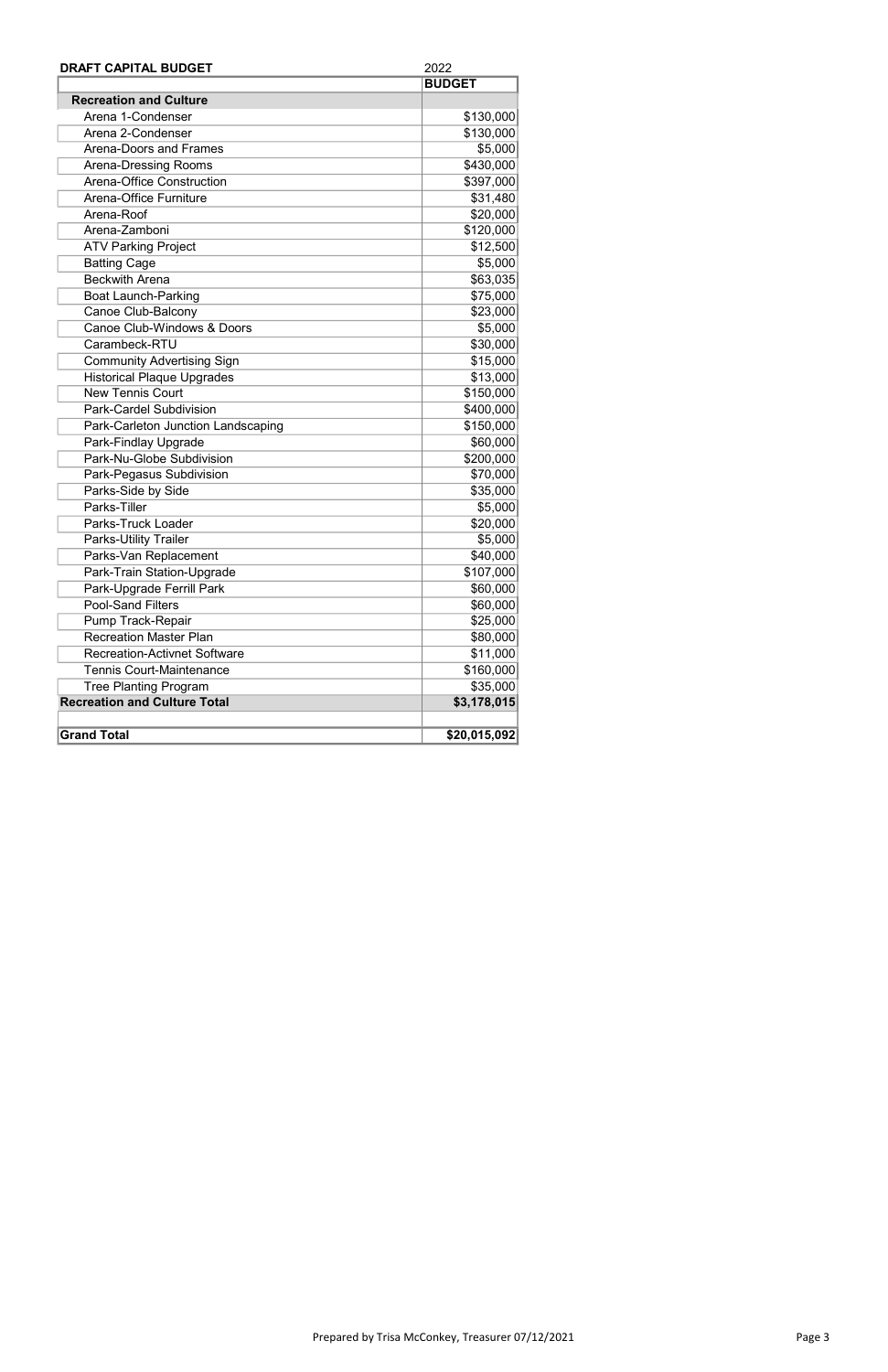| DRAFT CAPITAL BUDGET | 2022 |
|---|---|
| | **BUDGET** |
| **Recreation and Culture** | |
| Arena 1-Condenser | $130,000 |
| Arena 2-Condenser | $130,000 |
| Arena-Doors and Frames | $5,000 |
| Arena-Dressing Rooms | $430,000 |
| Arena-Office Construction | $397,000 |
| Arena-Office Furniture | $31,480 |
| Arena-Roof | $20,000 |
| Arena-Zamboni | $120,000 |
| ATV Parking Project | $12,500 |
| Batting Cage | $5,000 |
| Beckwith Arena | $63,035 |
| Boat Launch-Parking | $75,000 |
| Canoe Club-Balcony | $23,000 |
| Canoe Club-Windows & Doors | $5,000 |
| Carambeck-RTU | $30,000 |
| Community Advertising Sign | $15,000 |
| Historical Plaque Upgrades | $13,000 |
| New Tennis Court | $150,000 |
| Park-Cardel Subdivision | $400,000 |
| Park-Carleton Junction Landscaping | $150,000 |
| Park-Findlay Upgrade | $60,000 |
| Park-Nu-Globe Subdivision | $200,000 |
| Park-Pegasus Subdivision | $70,000 |
| Parks-Side by Side | $35,000 |
| Parks-Tiller | $5,000 |
| Parks-Truck Loader | $20,000 |
| Parks-Utility Trailer | $5,000 |
| Parks-Van Replacement | $40,000 |
| Park-Train Station-Upgrade | $107,000 |
| Park-Upgrade Ferrill Park | $60,000 |
| Pool-Sand Filters | $60,000 |
| Pump Track-Repair | $25,000 |
| Recreation Master Plan | $80,000 |
| Recreation-Activnet Software | $11,000 |
| Tennis Court-Maintenance | $160,000 |
| Tree Planting Program | $35,000 |
| **Recreation and Culture Total** | **$3,178,015** |
| | |
| **Grand Total** | **$20,015,092** |

Prepared by Trisa McConkey, Treasurer 07/12/2021